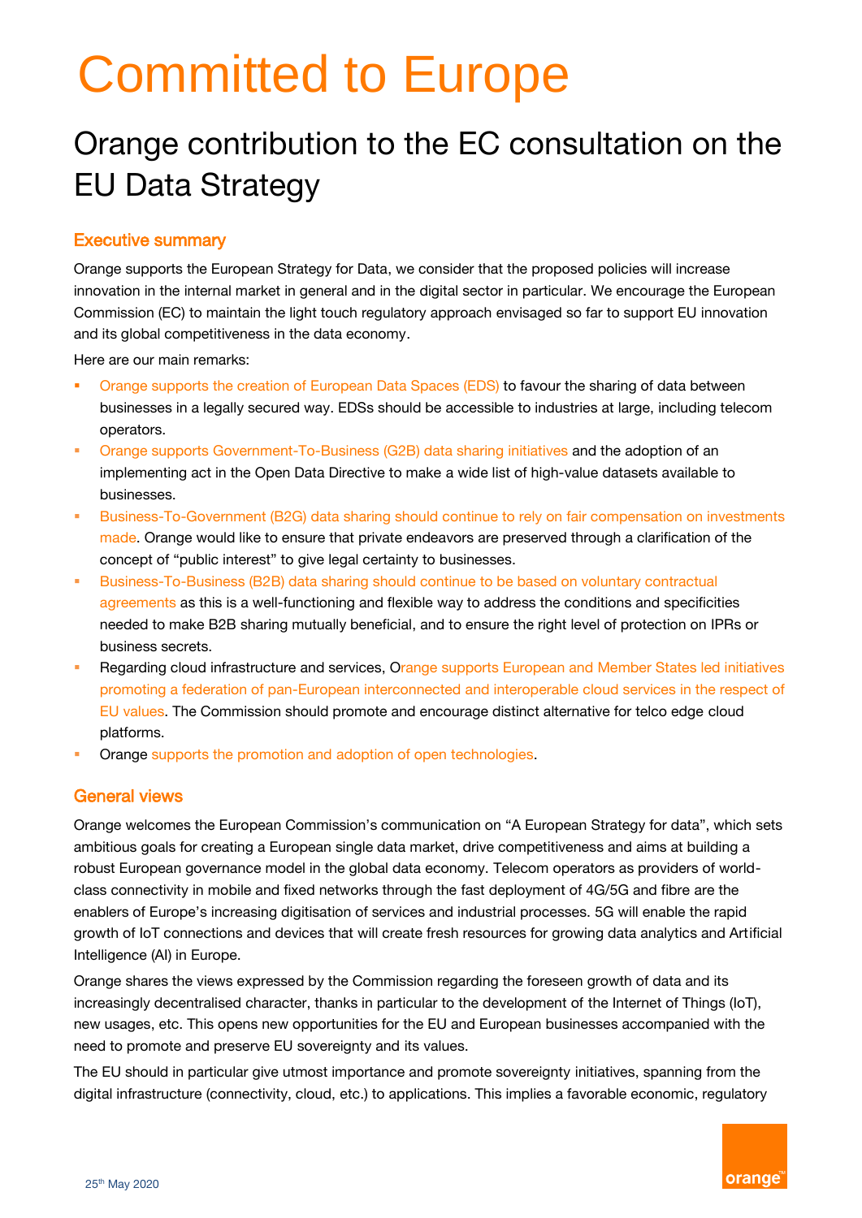// Page 1 — footer date ("25th May 2020") omitted per rules.
# Committed to Europe

## Orange contribution to the EC consultation on the EU Data Strategy

### Executive summary

Orange supports the European Strategy for Data, we consider that the proposed policies will increase innovation in the internal market in general and in the digital sector in particular. We encourage the European Commission (EC) to maintain the light touch regulatory approach envisaged so far to support EU innovation and its global competitiveness in the data economy.

Here are our main remarks:

- Orange supports the creation of European Data Spaces (EDS) to favour the sharing of data between businesses in a legally secured way. EDSs should be accessible to industries at large, including telecom operators.
- Orange supports Government-To-Business (G2B) data sharing initiatives and the adoption of an implementing act in the Open Data Directive to make a wide list of high-value datasets available to businesses.
- Business-To-Government (B2G) data sharing should continue to rely on fair compensation on investments made. Orange would like to ensure that private endeavors are preserved through a clarification of the concept of "public interest" to give legal certainty to businesses.
- Business-To-Business (B2B) data sharing should continue to be based on voluntary contractual agreements as this is a well-functioning and flexible way to address the conditions and specificities needed to make B2B sharing mutually beneficial, and to ensure the right level of protection on IPRs or business secrets.
- Regarding cloud infrastructure and services, Orange supports European and Member States led initiatives promoting a federation of pan-European interconnected and interoperable cloud services in the respect of EU values. The Commission should promote and encourage distinct alternative for telco edge cloud platforms.
- Orange supports the promotion and adoption of open technologies.

### General views

Orange welcomes the European Commission's communication on "A European Strategy for data", which sets ambitious goals for creating a European single data market, drive competitiveness and aims at building a robust European governance model in the global data economy. Telecom operators as providers of world-class connectivity in mobile and fixed networks through the fast deployment of 4G/5G and fibre are the enablers of Europe's increasing digitisation of services and industrial processes. 5G will enable the rapid growth of IoT connections and devices that will create fresh resources for growing data analytics and Artificial Intelligence (AI) in Europe.

Orange shares the views expressed by the Commission regarding the foreseen growth of data and its increasingly decentralised character, thanks in particular to the development of the Internet of Things (IoT), new usages, etc. This opens new opportunities for the EU and European businesses accompanied with the need to promote and preserve EU sovereignty and its values.

The EU should in particular give utmost importance and promote sovereignty initiatives, spanning from the digital infrastructure (connectivity, cloud, etc.) to applications. This implies a favorable economic, regulatory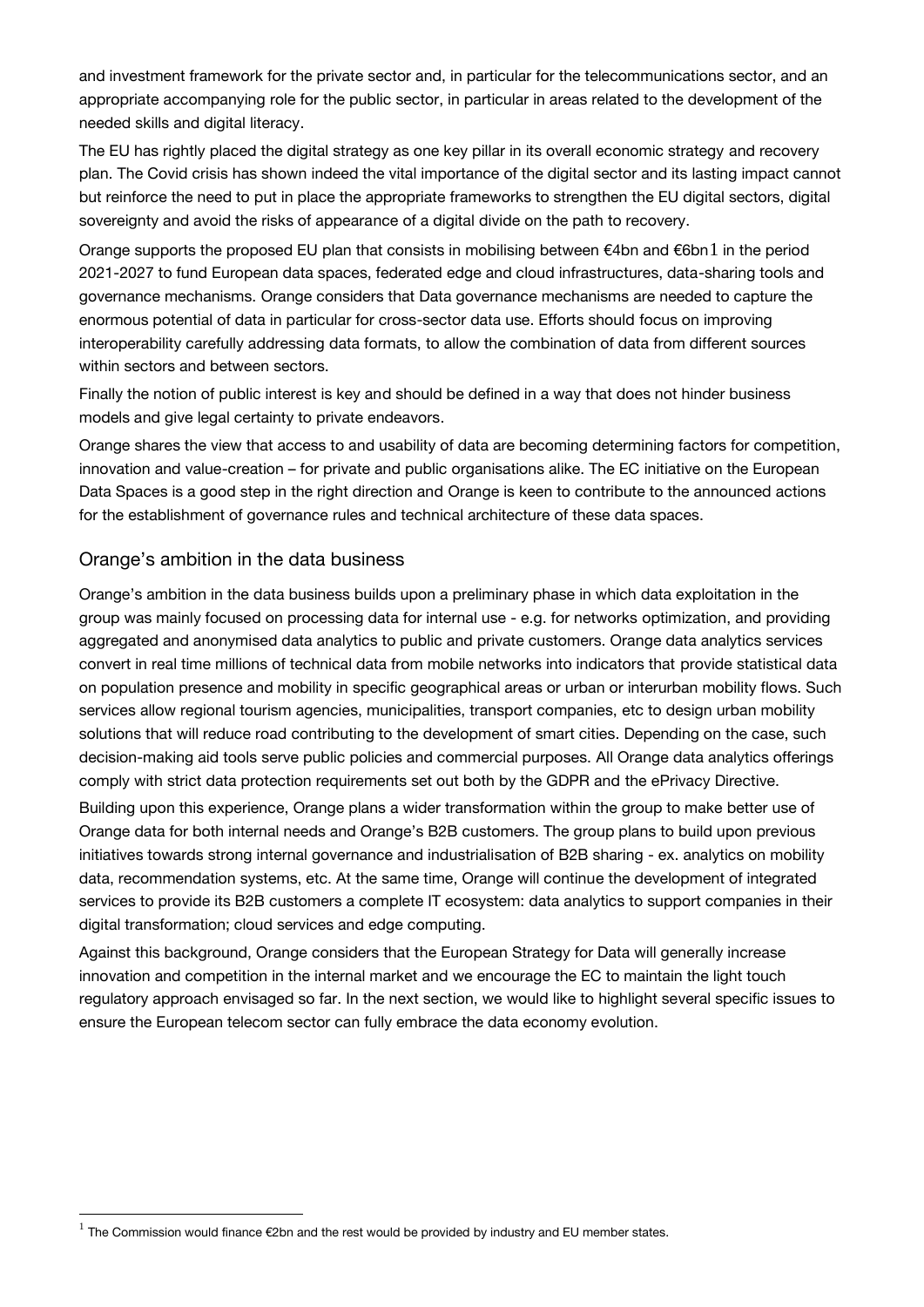and investment framework for the private sector and, in particular for the telecommunications sector, and an appropriate accompanying role for the public sector, in particular in areas related to the development of the needed skills and digital literacy.

The EU has rightly placed the digital strategy as one key pillar in its overall economic strategy and recovery plan. The Covid crisis has shown indeed the vital importance of the digital sector and its lasting impact cannot but reinforce the need to put in place the appropriate frameworks to strengthen the EU digital sectors, digital sovereignty and avoid the risks of appearance of a digital divide on the path to recovery.

Orange supports the proposed EU plan that consists in mobilising between €4bn and €6bn[1] in the period 2021-2027 to fund European data spaces, federated edge and cloud infrastructures, data-sharing tools and governance mechanisms. Orange considers that Data governance mechanisms are needed to capture the enormous potential of data in particular for cross-sector data use. Efforts should focus on improving interoperability carefully addressing data formats, to allow the combination of data from different sources within sectors and between sectors.

Finally the notion of public interest is key and should be defined in a way that does not hinder business models and give legal certainty to private endeavors.

Orange shares the view that access to and usability of data are becoming determining factors for competition, innovation and value-creation – for private and public organisations alike. The EC initiative on the European Data Spaces is a good step in the right direction and Orange is keen to contribute to the announced actions for the establishment of governance rules and technical architecture of these data spaces.

## Orange's ambition in the data business

Orange's ambition in the data business builds upon a preliminary phase in which data exploitation in the group was mainly focused on processing data for internal use - e.g. for networks optimization, and providing aggregated and anonymised data analytics to public and private customers. Orange data analytics services convert in real time millions of technical data from mobile networks into indicators that provide statistical data on population presence and mobility in specific geographical areas or urban or interurban mobility flows. Such services allow regional tourism agencies, municipalities, transport companies, etc to design urban mobility solutions that will reduce road contributing to the development of smart cities. Depending on the case, such decision-making aid tools serve public policies and commercial purposes. All Orange data analytics offerings comply with strict data protection requirements set out both by the GDPR and the ePrivacy Directive.

Building upon this experience, Orange plans a wider transformation within the group to make better use of Orange data for both internal needs and Orange's B2B customers. The group plans to build upon previous initiatives towards strong internal governance and industrialisation of B2B sharing - ex. analytics on mobility data, recommendation systems, etc. At the same time, Orange will continue the development of integrated services to provide its B2B customers a complete IT ecosystem: data analytics to support companies in their digital transformation; cloud services and edge computing.

Against this background, Orange considers that the European Strategy for Data will generally increase innovation and competition in the internal market and we encourage the EC to maintain the light touch regulatory approach envisaged so far. In the next section, we would like to highlight several specific issues to ensure the European telecom sector can fully embrace the data economy evolution.

[1] The Commission would finance €2bn and the rest would be provided by industry and EU member states.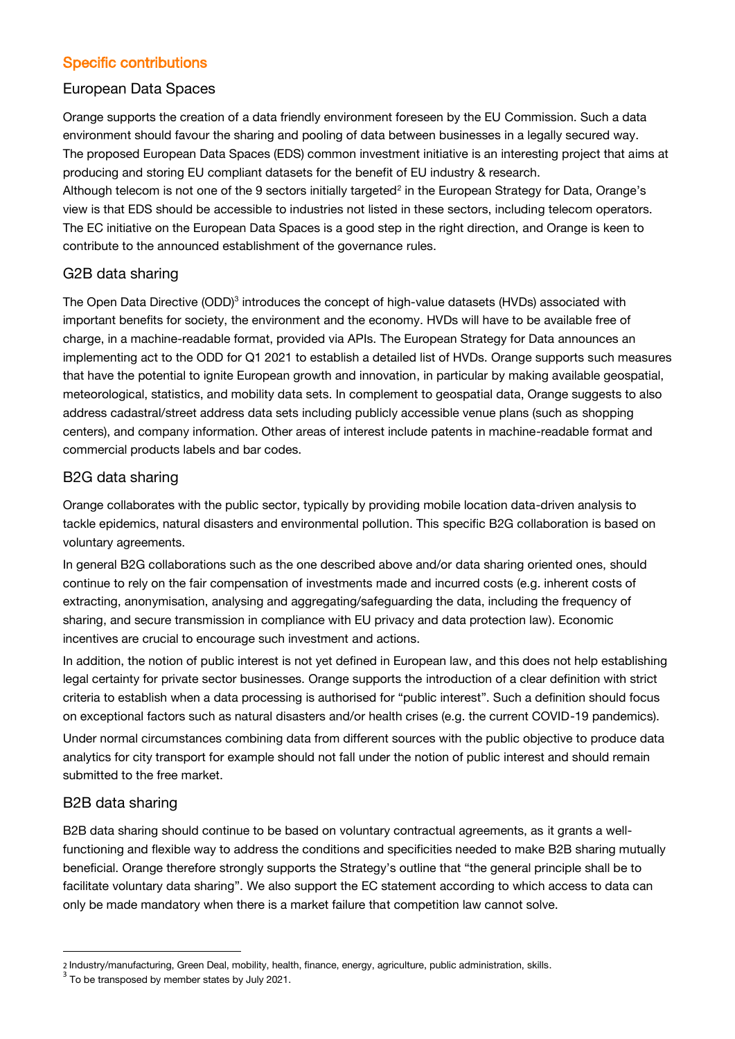## Specific contributions

### European Data Spaces

Orange supports the creation of a data friendly environment foreseen by the EU Commission. Such a data environment should favour the sharing and pooling of data between businesses in a legally secured way. The proposed European Data Spaces (EDS) common investment initiative is an interesting project that aims at producing and storing EU compliant datasets for the benefit of EU industry & research.

Although telecom is not one of the 9 sectors initially targeted[2] in the European Strategy for Data, Orange's view is that EDS should be accessible to industries not listed in these sectors, including telecom operators. The EC initiative on the European Data Spaces is a good step in the right direction, and Orange is keen to contribute to the announced establishment of the governance rules.

### G2B data sharing

The Open Data Directive (ODD)[3] introduces the concept of high-value datasets (HVDs) associated with important benefits for society, the environment and the economy. HVDs will have to be available free of charge, in a machine-readable format, provided via APIs. The European Strategy for Data announces an implementing act to the ODD for Q1 2021 to establish a detailed list of HVDs. Orange supports such measures that have the potential to ignite European growth and innovation, in particular by making available geospatial, meteorological, statistics, and mobility data sets. In complement to geospatial data, Orange suggests to also address cadastral/street address data sets including publicly accessible venue plans (such as shopping centers), and company information. Other areas of interest include patents in machine-readable format and commercial products labels and bar codes.

### B2G data sharing

Orange collaborates with the public sector, typically by providing mobile location data-driven analysis to tackle epidemics, natural disasters and environmental pollution. This specific B2G collaboration is based on voluntary agreements.

In general B2G collaborations such as the one described above and/or data sharing oriented ones, should continue to rely on the fair compensation of investments made and incurred costs (e.g. inherent costs of extracting, anonymisation, analysing and aggregating/safeguarding the data, including the frequency of sharing, and secure transmission in compliance with EU privacy and data protection law). Economic incentives are crucial to encourage such investment and actions.

In addition, the notion of public interest is not yet defined in European law, and this does not help establishing legal certainty for private sector businesses. Orange supports the introduction of a clear definition with strict criteria to establish when a data processing is authorised for "public interest". Such a definition should focus on exceptional factors such as natural disasters and/or health crises (e.g. the current COVID-19 pandemics).

Under normal circumstances combining data from different sources with the public objective to produce data analytics for city transport for example should not fall under the notion of public interest and should remain submitted to the free market.

### B2B data sharing

B2B data sharing should continue to be based on voluntary contractual agreements, as it grants a well-functioning and flexible way to address the conditions and specificities needed to make B2B sharing mutually beneficial. Orange therefore strongly supports the Strategy's outline that "the general principle shall be to facilitate voluntary data sharing". We also support the EC statement according to which access to data can only be made mandatory when there is a market failure that competition law cannot solve.

---

[2] Industry/manufacturing, Green Deal, mobility, health, finance, energy, agriculture, public administration, skills.

[3] To be transposed by member states by July 2021.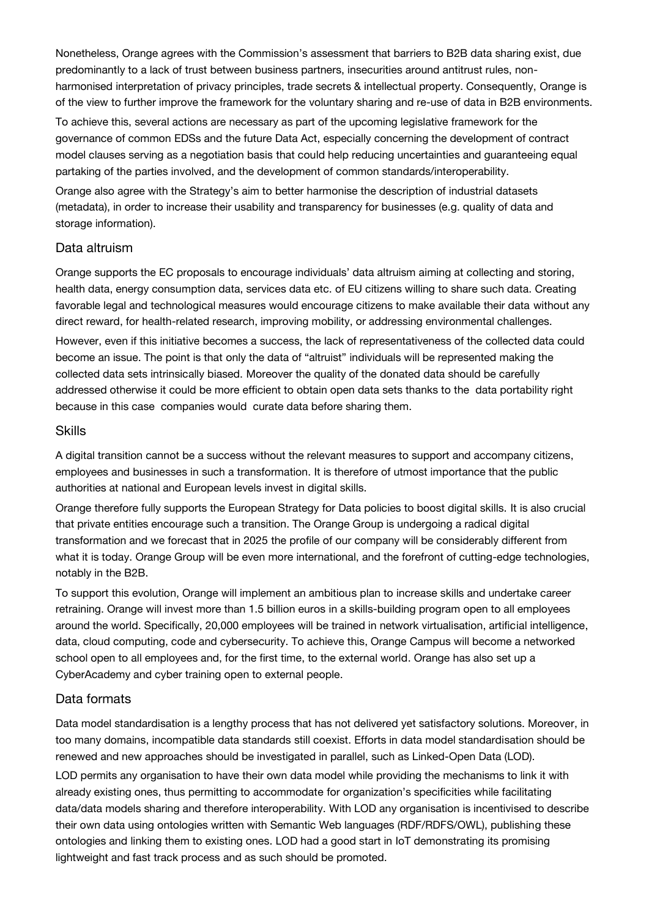Nonetheless, Orange agrees with the Commission's assessment that barriers to B2B data sharing exist, due predominantly to a lack of trust between business partners, insecurities around antitrust rules, non-harmonised interpretation of privacy principles, trade secrets & intellectual property. Consequently, Orange is of the view to further improve the framework for the voluntary sharing and re-use of data in B2B environments.

To achieve this, several actions are necessary as part of the upcoming legislative framework for the governance of common EDSs and the future Data Act, especially concerning the development of contract model clauses serving as a negotiation basis that could help reducing uncertainties and guaranteeing equal partaking of the parties involved, and the development of common standards/interoperability.

Orange also agree with the Strategy's aim to better harmonise the description of industrial datasets (metadata), in order to increase their usability and transparency for businesses (e.g. quality of data and storage information).

## Data altruism

Orange supports the EC proposals to encourage individuals' data altruism aiming at collecting and storing, health data, energy consumption data, services data etc. of EU citizens willing to share such data. Creating favorable legal and technological measures would encourage citizens to make available their data without any direct reward, for health-related research, improving mobility, or addressing environmental challenges.

However, even if this initiative becomes a success, the lack of representativeness of the collected data could become an issue. The point is that only the data of "altruist" individuals will be represented making the collected data sets intrinsically biased. Moreover the quality of the donated data should be carefully addressed otherwise it could be more efficient to obtain open data sets thanks to the data portability right because in this case companies would curate data before sharing them.

## Skills

A digital transition cannot be a success without the relevant measures to support and accompany citizens, employees and businesses in such a transformation. It is therefore of utmost importance that the public authorities at national and European levels invest in digital skills.

Orange therefore fully supports the European Strategy for Data policies to boost digital skills. It is also crucial that private entities encourage such a transition. The Orange Group is undergoing a radical digital transformation and we forecast that in 2025 the profile of our company will be considerably different from what it is today. Orange Group will be even more international, and the forefront of cutting-edge technologies, notably in the B2B.

To support this evolution, Orange will implement an ambitious plan to increase skills and undertake career retraining. Orange will invest more than 1.5 billion euros in a skills-building program open to all employees around the world. Specifically, 20,000 employees will be trained in network virtualisation, artificial intelligence, data, cloud computing, code and cybersecurity. To achieve this, Orange Campus will become a networked school open to all employees and, for the first time, to the external world. Orange has also set up a CyberAcademy and cyber training open to external people.

## Data formats

Data model standardisation is a lengthy process that has not delivered yet satisfactory solutions. Moreover, in too many domains, incompatible data standards still coexist. Efforts in data model standardisation should be renewed and new approaches should be investigated in parallel, such as Linked-Open Data (LOD).

LOD permits any organisation to have their own data model while providing the mechanisms to link it with already existing ones, thus permitting to accommodate for organization's specificities while facilitating data/data models sharing and therefore interoperability. With LOD any organisation is incentivised to describe their own data using ontologies written with Semantic Web languages (RDF/RDFS/OWL), publishing these ontologies and linking them to existing ones. LOD had a good start in IoT demonstrating its promising lightweight and fast track process and as such should be promoted.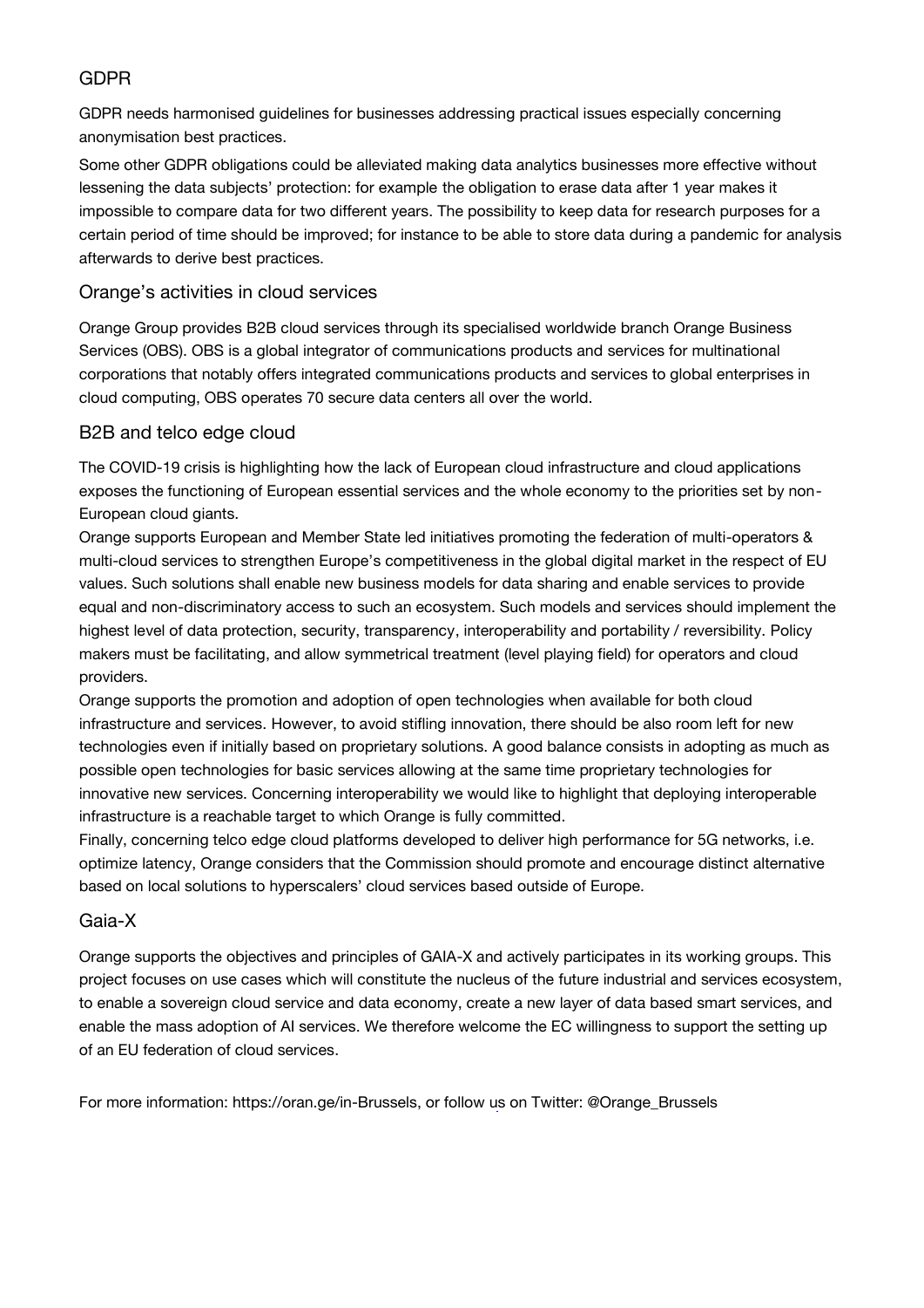## GDPR

GDPR needs harmonised guidelines for businesses addressing practical issues especially concerning anonymisation best practices.

Some other GDPR obligations could be alleviated making data analytics businesses more effective without lessening the data subjects' protection: for example the obligation to erase data after 1 year makes it impossible to compare data for two different years. The possibility to keep data for research purposes for a certain period of time should be improved; for instance to be able to store data during a pandemic for analysis afterwards to derive best practices.

## Orange's activities in cloud services

Orange Group provides B2B cloud services through its specialised worldwide branch Orange Business Services (OBS). OBS is a global integrator of communications products and services for multinational corporations that notably offers integrated communications products and services to global enterprises in cloud computing, OBS operates 70 secure data centers all over the world.

## B2B and telco edge cloud

The COVID-19 crisis is highlighting how the lack of European cloud infrastructure and cloud applications exposes the functioning of European essential services and the whole economy to the priorities set by non-European cloud giants.

Orange supports European and Member State led initiatives promoting the federation of multi-operators & multi-cloud services to strengthen Europe's competitiveness in the global digital market in the respect of EU values. Such solutions shall enable new business models for data sharing and enable services to provide equal and non-discriminatory access to such an ecosystem. Such models and services should implement the highest level of data protection, security, transparency, interoperability and portability / reversibility. Policy makers must be facilitating, and allow symmetrical treatment (level playing field) for operators and cloud providers.

Orange supports the promotion and adoption of open technologies when available for both cloud infrastructure and services. However, to avoid stifling innovation, there should be also room left for new technologies even if initially based on proprietary solutions. A good balance consists in adopting as much as possible open technologies for basic services allowing at the same time proprietary technologies for innovative new services. Concerning interoperability we would like to highlight that deploying interoperable infrastructure is a reachable target to which Orange is fully committed.

Finally, concerning telco edge cloud platforms developed to deliver high performance for 5G networks, i.e. optimize latency, Orange considers that the Commission should promote and encourage distinct alternative based on local solutions to hyperscalers' cloud services based outside of Europe.

## Gaia-X

Orange supports the objectives and principles of GAIA-X and actively participates in its working groups. This project focuses on use cases which will constitute the nucleus of the future industrial and services ecosystem, to enable a sovereign cloud service and data economy, create a new layer of data based smart services, and enable the mass adoption of AI services. We therefore welcome the EC willingness to support the setting up of an EU federation of cloud services.

For more information: https://oran.ge/in-Brussels, or follow us on Twitter: @Orange_Brussels